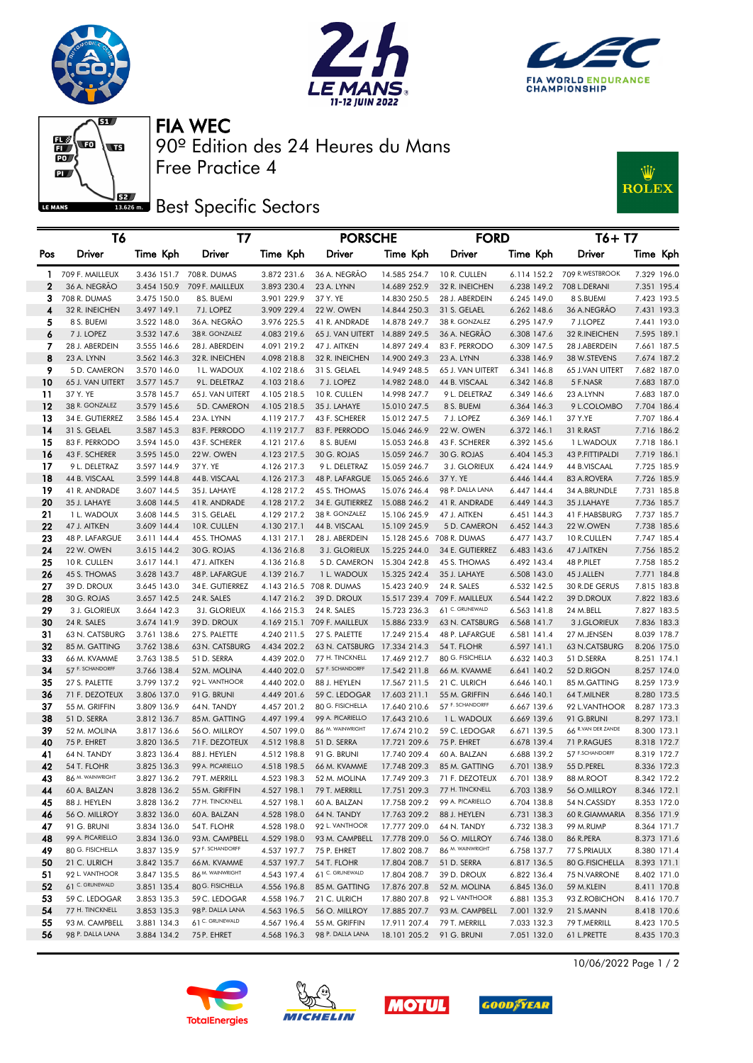# FIA WEC

## 90º Edition des 24 Heures du Mans

Free Practice 4

### Best Specific Sectors

| | T6 | | | T7 | | | PORSCHE | | | FORD | | | T6+ T7 | | |
|---|---|---|---|---|---|---|---|---|---|---|---|---|---|---|---|
| Pos | Driver | Time | Kph | Driver | Time | Kph | Driver | Time | Kph | Driver | Time | Kph | Driver | Time | Kph |
| 1 | 709 F. MAILLEUX | 3.436 | 151.7 | 708 R. DUMAS | 3.872 | 231.6 | 36 A. NEGRÃO | 14.585 | 254.7 | 10 R. CULLEN | 6.114 | 152.2 | 709 R.WESTBROOK | 7.329 | 196.0 |
| 2 | 36 A. NEGRÃO | 3.454 | 150.9 | 709 F. MAILLEUX | 3.893 | 230.4 | 23 A. LYNN | 14.689 | 252.9 | 32 R. INEICHEN | 6.238 | 149.2 | 708 L.DERANI | 7.351 | 195.4 |
| 3 | 708 R. DUMAS | 3.475 | 150.0 | 8 S. BUEMI | 3.901 | 229.9 | 37 Y. YE | 14.830 | 250.5 | 28 J. ABERDEIN | 6.245 | 149.0 | 8 S.BUEMI | 7.423 | 193.5 |
| 4 | 32 R. INEICHEN | 3.497 | 149.1 | 7 J. LOPEZ | 3.909 | 229.4 | 22 W. OWEN | 14.844 | 250.3 | 31 S. GELAEL | 6.262 | 148.6 | 36 A.NEGRÃO | 7.431 | 193.3 |
| 5 | 8 S. BUEMI | 3.522 | 148.0 | 36 A. NEGRÃO | 3.976 | 225.5 | 41 R. ANDRADE | 14.878 | 249.7 | 38 R. GONZALEZ | 6.295 | 147.9 | 7 J.LOPEZ | 7.441 | 193.0 |
| 6 | 7 J. LOPEZ | 3.532 | 147.6 | 38 R. GONZALEZ | 4.083 | 219.6 | 65 J. VAN UITERT | 14.889 | 249.5 | 36 A. NEGRÃO | 6.308 | 147.6 | 32 R.INEICHEN | 7.595 | 189.1 |
| 7 | 28 J. ABERDEIN | 3.555 | 146.6 | 28 J. ABERDEIN | 4.091 | 219.2 | 47 J. AITKEN | 14.897 | 249.4 | 83 F. PERRODO | 6.309 | 147.5 | 28 J.ABERDEIN | 7.661 | 187.5 |
| 8 | 23 A. LYNN | 3.562 | 146.3 | 32 R. INEICHEN | 4.098 | 218.8 | 32 R. INEICHEN | 14.900 | 249.3 | 23 A. LYNN | 6.338 | 146.9 | 38 W.STEVENS | 7.674 | 187.2 |
| 9 | 5 D. CAMERON | 3.570 | 146.0 | 1 L. WADOUX | 4.102 | 218.6 | 31 S. GELAEL | 14.949 | 248.5 | 65 J. VAN UITERT | 6.341 | 146.8 | 65 J.VAN UITERT | 7.682 | 187.0 |
| 10 | 65 J. VAN UITERT | 3.577 | 145.7 | 44 B. VISCAAL | 4.103 | 218.6 | 7 J. LOPEZ | 14.982 | 248.0 | 44 B. VISCAAL | 6.342 | 146.8 | 5 F.NASR | 7.683 | 187.0 |
| 11 | 37 Y. YE | 3.578 | 145.7 | 65 J. VAN UITERT | 4.105 | 218.5 | 10 R. CULLEN | 14.998 | 247.7 | 9 L. DELETRAZ | 6.349 | 146.6 | 23 A.LYNN | 7.683 | 187.0 |
| 12 | 38 R. GONZALEZ | 3.579 | 145.6 | 5 D. CAMERON | 4.105 | 218.5 | 35 J. LAHAYE | 15.010 | 247.5 | 8 S. BUEMI | 6.364 | 146.3 | 9 L.COLOMBO | 7.704 | 186.4 |
| 13 | 34 E. GUTIERREZ | 3.586 | 145.4 | 23 A. LYNN | 4.119 | 217.7 | 43 F. SCHERER | 15.012 | 247.5 | 7 J. LOPEZ | 6.369 | 146.1 | 37 Y.YE | 7.707 | 186.4 |
| 14 | 31 S. GELAEL | 3.587 | 145.3 | 83 F. PERRODO | 4.119 | 217.7 | 83 F. PERRODO | 15.046 | 246.9 | 22 W. OWEN | 6.372 | 146.1 | 31 R.RAST | 7.716 | 186.2 |
| 15 | 83 F. PERRODO | 3.594 | 145.0 | 43 F. SCHERER | 4.121 | 217.6 | 8 S. BUEMI | 15.053 | 246.8 | 43 F. SCHERER | 6.392 | 145.6 | 1 L.WADOUX | 7.718 | 186.1 |
| 16 | 43 F. SCHERER | 3.595 | 145.0 | 22 W. OWEN | 4.123 | 217.5 | 30 G. ROJAS | 15.059 | 246.7 | 30 G. ROJAS | 6.404 | 145.3 | 43 P.FITTIPALDI | 7.719 | 186.1 |
| 17 | 9 L. DELETRAZ | 3.597 | 144.9 | 37 Y. YE | 4.126 | 217.3 | 9 L. DELETRAZ | 15.059 | 246.7 | 3 J. GLORIEUX | 6.424 | 144.9 | 44 B.VISCAAL | 7.725 | 185.9 |
| 18 | 44 B. VISCAAL | 3.599 | 144.8 | 44 B. VISCAAL | 4.126 | 217.3 | 48 P. LAFARGUE | 15.065 | 246.6 | 37 Y. YE | 6.446 | 144.4 | 83 A.ROVERA | 7.726 | 185.9 |
| 19 | 41 R. ANDRADE | 3.607 | 144.5 | 35 J. LAHAYE | 4.128 | 217.2 | 45 S. THOMAS | 15.076 | 246.4 | 98 P. DALLA LANA | 6.447 | 144.4 | 34 A.BRUNDLE | 7.731 | 185.8 |
| 20 | 35 J. LAHAYE | 3.608 | 144.5 | 41 R. ANDRADE | 4.128 | 217.2 | 34 E. GUTIERREZ | 15.088 | 246.2 | 41 R. ANDRADE | 6.449 | 144.3 | 35 J.LAHAYE | 7.736 | 185.7 |
| 21 | 1 L. WADOUX | 3.608 | 144.5 | 31 S. GELAEL | 4.129 | 217.2 | 38 R. GONZALEZ | 15.106 | 245.9 | 47 J. AITKEN | 6.451 | 144.3 | 41 F.HABSBURG | 7.737 | 185.7 |
| 22 | 47 J. AITKEN | 3.609 | 144.4 | 10 R. CULLEN | 4.130 | 217.1 | 44 B. VISCAAL | 15.109 | 245.9 | 5 D. CAMERON | 6.452 | 144.3 | 22 W.OWEN | 7.738 | 185.6 |
| 23 | 48 P. LAFARGUE | 3.611 | 144.4 | 45 S. THOMAS | 4.131 | 217.1 | 28 J. ABERDEIN | 15.128 | 245.6 | 708 R. DUMAS | 6.477 | 143.7 | 10 R.CULLEN | 7.747 | 185.4 |
| 24 | 22 W. OWEN | 3.615 | 144.2 | 30 G. ROJAS | 4.136 | 216.8 | 3 J. GLORIEUX | 15.225 | 244.0 | 34 E. GUTIERREZ | 6.483 | 143.6 | 47 J.AITKEN | 7.756 | 185.2 |
| 25 | 10 R. CULLEN | 3.617 | 144.1 | 47 J. AITKEN | 4.136 | 216.8 | 5 D. CAMERON | 15.304 | 242.8 | 45 S. THOMAS | 6.492 | 143.4 | 48 P.PILET | 7.758 | 185.2 |
| 26 | 45 S. THOMAS | 3.628 | 143.7 | 48 P. LAFARGUE | 4.139 | 216.7 | 1 L. WADOUX | 15.325 | 242.4 | 35 J. LAHAYE | 6.508 | 143.0 | 45 J.ALLEN | 7.771 | 184.8 |
| 27 | 39 D. DROUX | 3.645 | 143.0 | 34 E. GUTIERREZ | 4.143 | 216.5 | 708 R. DUMAS | 15.423 | 240.9 | 24 R. SALES | 6.532 | 142.5 | 30 R.DE GERUS | 7.815 | 183.8 |
| 28 | 30 G. ROJAS | 3.657 | 142.5 | 24 R. SALES | 4.147 | 216.2 | 39 D. DROUX | 15.517 | 239.4 | 709 F. MAILLEUX | 6.544 | 142.2 | 39 D.DROUX | 7.822 | 183.6 |
| 29 | 3 J. GLORIEUX | 3.664 | 142.3 | 3 J. GLORIEUX | 4.166 | 215.3 | 24 R. SALES | 15.723 | 236.3 | 61 C. GRUNEWALD | 6.563 | 141.8 | 24 M.BELL | 7.827 | 183.5 |
| 30 | 24 R. SALES | 3.674 | 141.9 | 39 D. DROUX | 4.169 | 215.1 | 709 F. MAILLEUX | 15.886 | 233.9 | 63 N. CATSBURG | 6.568 | 141.7 | 3 J.GLORIEUX | 7.836 | 183.3 |
| 31 | 63 N. CATSBURG | 3.761 | 138.6 | 27 S. PALETTE | 4.240 | 211.5 | 27 S. PALETTE | 17.249 | 215.4 | 48 P. LAFARGUE | 6.581 | 141.4 | 27 M.JENSEN | 8.039 | 178.7 |
| 32 | 85 M. GATTING | 3.762 | 138.6 | 63 N. CATSBURG | 4.434 | 202.2 | 63 N. CATSBURG | 17.334 | 214.3 | 54 T. FLOHR | 6.597 | 141.1 | 63 N.CATSBURG | 8.206 | 175.0 |
| 33 | 66 M. KVAMME | 3.763 | 138.5 | 51 D. SERRA | 4.439 | 202.0 | 77 H. TINCKNELL | 17.469 | 212.7 | 80 G. FISICHELLA | 6.632 | 140.3 | 51 D.SERRA | 8.251 | 174.1 |
| 34 | 57 F. SCHANDORFF | 3.766 | 138.4 | 52 M. MOLINA | 4.440 | 202.0 | 57 F. SCHANDORFF | 17.542 | 211.8 | 66 M. KVAMME | 6.641 | 140.2 | 52 D.RIGON | 8.257 | 174.0 |
| 35 | 27 S. PALETTE | 3.799 | 137.2 | 92 L. VANTHOOR | 4.440 | 202.0 | 88 J. HEYLEN | 17.567 | 211.5 | 21 C. ULRICH | 6.646 | 140.1 | 85 M.GATTING | 8.259 | 173.9 |
| 36 | 71 F. DEZOTEUX | 3.806 | 137.0 | 91 G. BRUNI | 4.449 | 201.6 | 59 C. LEDOGAR | 17.603 | 211.1 | 55 M. GRIFFIN | 6.646 | 140.1 | 64 T.MILNER | 8.280 | 173.5 |
| 37 | 55 M. GRIFFIN | 3.809 | 136.9 | 64 N. TANDY | 4.457 | 201.2 | 80 G. FISICHELLA | 17.640 | 210.6 | 57 F. SCHANDORFF | 6.667 | 139.6 | 92 L.VANTHOOR | 8.287 | 173.3 |
| 38 | 51 D. SERRA | 3.812 | 136.7 | 85 M. GATTING | 4.497 | 199.4 | 99 A. PICARIELLO | 17.643 | 210.6 | 1 L. WADOUX | 6.669 | 139.6 | 91 G.BRUNI | 8.297 | 173.1 |
| 39 | 52 M. MOLINA | 3.817 | 136.6 | 56 O. MILLROY | 4.507 | 199.0 | 86 M. WAINWRIGHT | 17.674 | 210.2 | 59 C. LEDOGAR | 6.671 | 139.5 | 66 R.VAN DER ZANDE | 8.300 | 173.1 |
| 40 | 75 P. EHRET | 3.820 | 136.5 | 71 F. DEZOTEUX | 4.512 | 198.8 | 51 D. SERRA | 17.721 | 209.6 | 75 P. EHRET | 6.678 | 139.4 | 71 P.RAGUES | 8.318 | 172.7 |
| 41 | 64 N. TANDY | 3.823 | 136.4 | 88 J. HEYLEN | 4.512 | 198.8 | 91 G. BRUNI | 17.740 | 209.4 | 60 A. BALZAN | 6.688 | 139.2 | 57 F.SCHANDORFF | 8.319 | 172.7 |
| 42 | 54 T. FLOHR | 3.825 | 136.3 | 99 A. PICARIELLO | 4.518 | 198.5 | 66 M. KVAMME | 17.748 | 209.3 | 85 M. GATTING | 6.701 | 138.9 | 55 D.PEREL | 8.336 | 172.3 |
| 43 | 86 M. WAINWRIGHT | 3.827 | 136.2 | 79 T. MERRILL | 4.523 | 198.3 | 52 M. MOLINA | 17.749 | 209.3 | 71 F. DEZOTEUX | 6.701 | 138.9 | 88 M.ROOT | 8.342 | 172.2 |
| 44 | 60 A. BALZAN | 3.828 | 136.2 | 55 M. GRIFFIN | 4.527 | 198.1 | 79 T. MERRILL | 17.751 | 209.3 | 77 H. TINCKNELL | 6.703 | 138.9 | 56 O.MILLROY | 8.346 | 172.1 |
| 45 | 88 J. HEYLEN | 3.828 | 136.2 | 77 H. TINCKNELL | 4.527 | 198.1 | 60 A. BALZAN | 17.758 | 209.2 | 99 A. PICARIELLO | 6.704 | 138.8 | 54 N.CASSIDY | 8.353 | 172.0 |
| 46 | 56 O. MILLROY | 3.832 | 136.0 | 60 A. BALZAN | 4.528 | 198.0 | 64 N. TANDY | 17.763 | 209.2 | 88 J. HEYLEN | 6.731 | 138.3 | 60 R.GIAMMARIA | 8.356 | 171.9 |
| 47 | 91 G. BRUNI | 3.834 | 136.0 | 54 T. FLOHR | 4.528 | 198.0 | 92 L. VANTHOOR | 17.777 | 209.0 | 64 N. TANDY | 6.732 | 138.3 | 99 M.RUMP | 8.364 | 171.7 |
| 48 | 99 A. PICARIELLO | 3.834 | 136.0 | 93 M. CAMPBELL | 4.529 | 198.0 | 93 M. CAMPBELL | 17.778 | 209.0 | 56 O. MILLROY | 6.746 | 138.0 | 86 R.PERA | 8.373 | 171.6 |
| 49 | 80 G. FISICHELLA | 3.837 | 135.9 | 57 F. SCHANDORFF | 4.537 | 197.7 | 75 P. EHRET | 17.802 | 208.7 | 86 M. WAINWRIGHT | 6.758 | 137.7 | 77 S.PRIAULX | 8.380 | 171.4 |
| 50 | 21 C. ULRICH | 3.842 | 135.7 | 66 M. KVAMME | 4.537 | 197.7 | 54 T. FLOHR | 17.804 | 208.7 | 51 D. SERRA | 6.817 | 136.5 | 80 G.FISICHELLA | 8.393 | 171.1 |
| 51 | 92 L. VANTHOOR | 3.847 | 135.5 | 86 M. WAINWRIGHT | 4.543 | 197.4 | 61 C. GRUNEWALD | 17.804 | 208.7 | 39 D. DROUX | 6.822 | 136.4 | 75 N.VARRONE | 8.402 | 171.0 |
| 52 | 61 C. GRUNEWALD | 3.851 | 135.4 | 80 G. FISICHELLA | 4.556 | 196.8 | 85 M. GATTING | 17.876 | 207.8 | 52 M. MOLINA | 6.845 | 136.0 | 59 M.KLEIN | 8.411 | 170.8 |
| 53 | 59 C. LEDOGAR | 3.853 | 135.3 | 59 C. LEDOGAR | 4.558 | 196.7 | 21 C. ULRICH | 17.880 | 207.8 | 92 L. VANTHOOR | 6.881 | 135.3 | 93 Z.ROBICHON | 8.416 | 170.7 |
| 54 | 77 H. TINCKNELL | 3.853 | 135.3 | 98 P. DALLA LANA | 4.563 | 196.5 | 56 O. MILLROY | 17.885 | 207.7 | 93 M. CAMPBELL | 7.001 | 132.9 | 21 S.MANN | 8.418 | 170.6 |
| 55 | 93 M. CAMPBELL | 3.881 | 134.3 | 61 C. GRUNEWALD | 4.567 | 196.4 | 55 M. GRIFFIN | 17.911 | 207.4 | 79 T. MERRILL | 7.033 | 132.3 | 79 T.MERRILL | 8.423 | 170.5 |
| 56 | 98 P. DALLA LANA | 3.884 | 134.2 | 75 P. EHRET | 4.568 | 196.3 | 98 P. DALLA LANA | 18.101 | 205.2 | 91 G. BRUNI | 7.051 | 132.0 | 61 L.PRETTE | 8.435 | 170.3 |

10/06/2022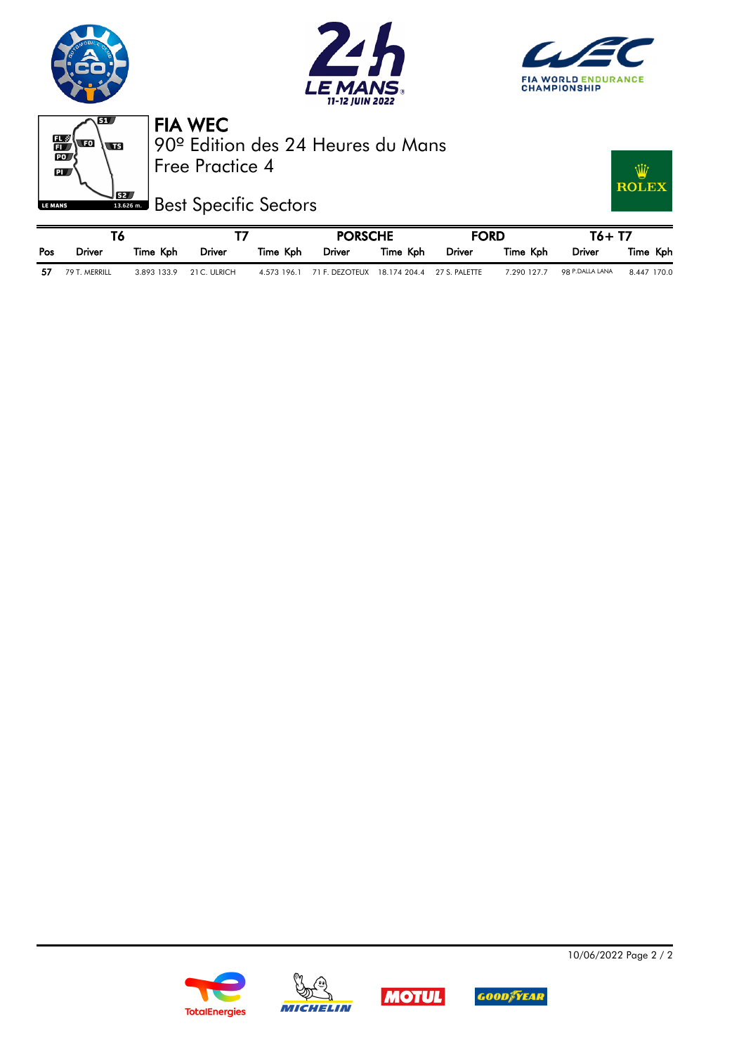# FIA WEC

90º Edition des 24 Heures du Mans

Free Practice 4

Best Specific Sectors

| | T6 | | T7 | | PORSCHE | | FORD | | T6+ T7 | |
|---|---|---|---|---|---|---|---|---|---|---|
| Pos | Driver | Time Kph | Driver | Time Kph | Driver | Time Kph | Driver | Time Kph | Driver | Time Kph |
| 57 | 79 T. MERRILL | 3.893 133.9 | 21 C. ULRICH | 4.573 196.1 | 71 F. DEZOTEUX | 18.174 204.4 | 27 S. PALETTE | 7.290 127.7 | 98 P.DALLA LANA | 8.447 170.0 |

10/06/2022